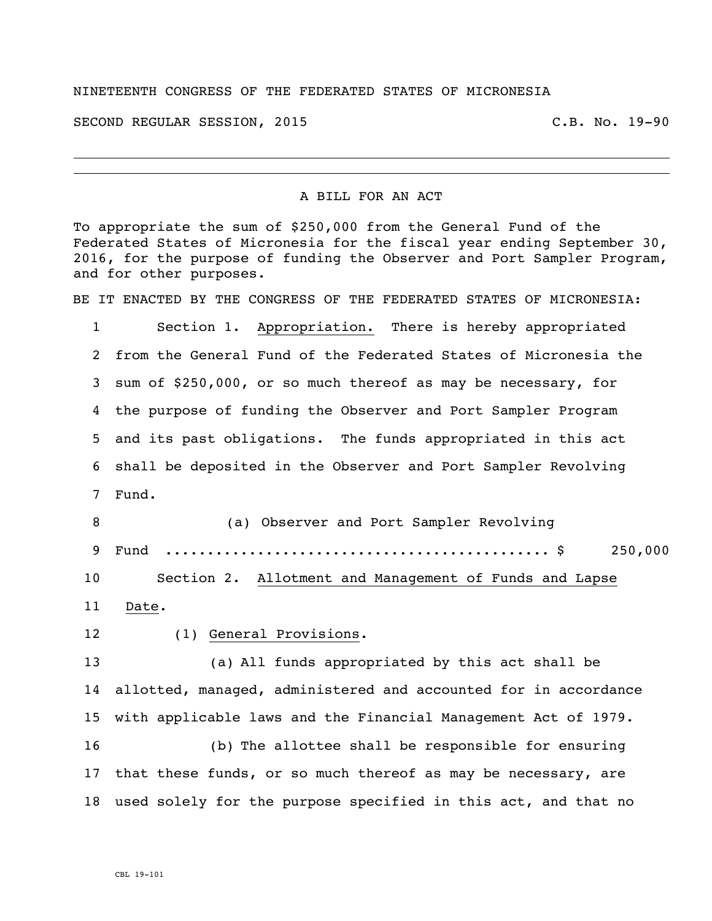NINETEENTH CONGRESS OF THE FEDERATED STATES OF MICRONESIA

SECOND REGULAR SESSION, 2015 C.B. No. 19-90

---

A BILL FOR AN ACT

To appropriate the sum of $250,000 from the General Fund of the Federated States of Micronesia for the fiscal year ending September 30, 2016, for the purpose of funding the Observer and Port Sampler Program, and for other purposes.

BE IT ENACTED BY THE CONGRESS OF THE FEDERATED STATES OF MICRONESIA:

1 Section 1. Appropriation. There is hereby appropriated
2 from the General Fund of the Federated States of Micronesia the
3 sum of $250,000, or so much thereof as may be necessary, for
4 the purpose of funding the Observer and Port Sampler Program
5 and its past obligations. The funds appropriated in this act
6 shall be deposited in the Observer and Port Sampler Revolving
7 Fund.
8 (a) Observer and Port Sampler Revolving
9 Fund ............................................ $ 250,000
10 Section 2. Allotment and Management of Funds and Lapse
11 Date.
12 (1) General Provisions.
13 (a) All funds appropriated by this act shall be
14 allotted, managed, administered and accounted for in accordance
15 with applicable laws and the Financial Management Act of 1979.
16 (b) The allottee shall be responsible for ensuring
17 that these funds, or so much thereof as may be necessary, are
18 used solely for the purpose specified in this act, and that no

CBL 19-101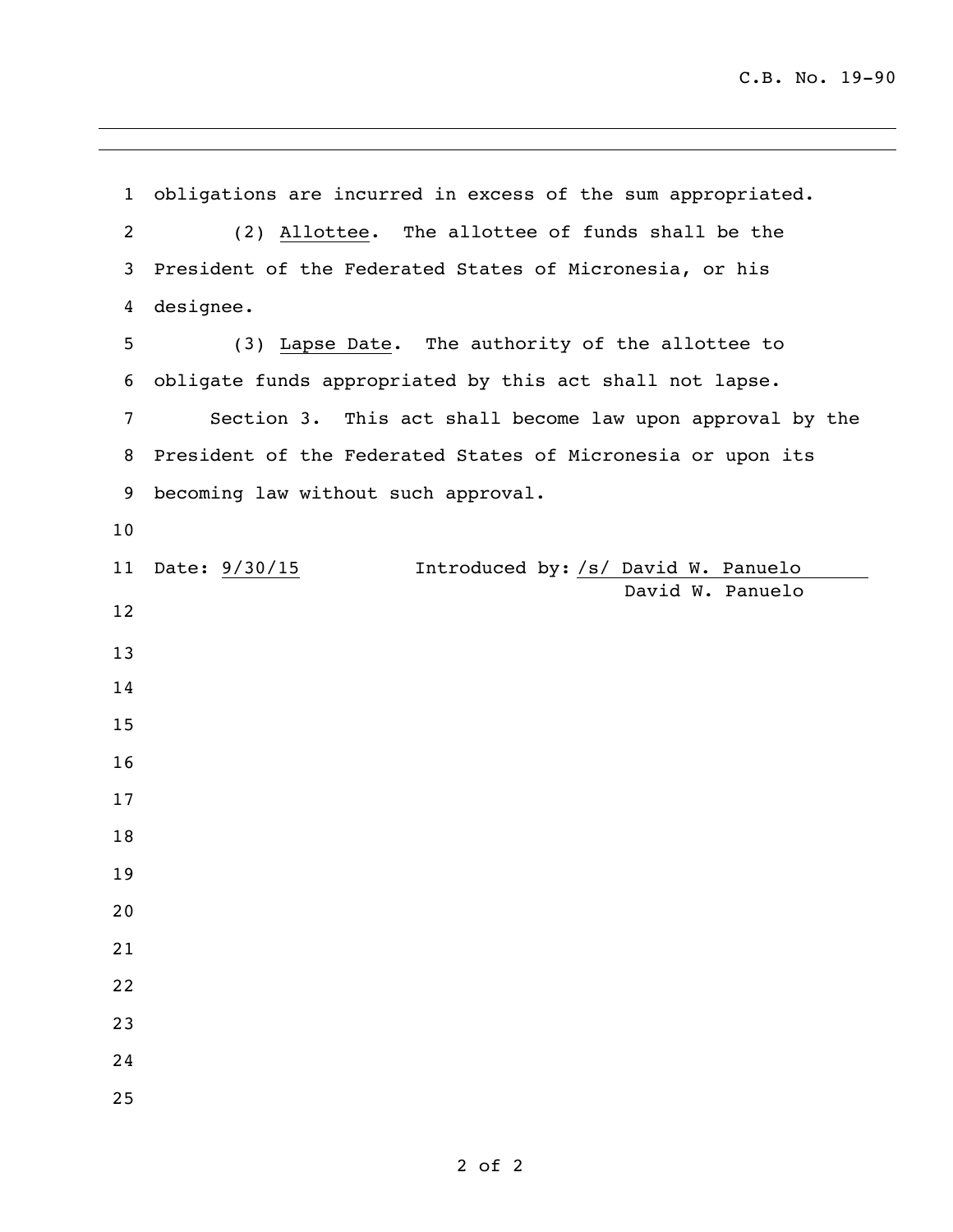obligations are incurred in excess of the sum appropriated.

(2) Allottee. The allottee of funds shall be the President of the Federated States of Micronesia, or his designee.

(3) Lapse Date. The authority of the allottee to obligate funds appropriated by this act shall not lapse.

Section 3. This act shall become law upon approval by the President of the Federated States of Micronesia or upon its becoming law without such approval.

Date: 9/30/15

Introduced by: /s/ David W. Panuelo
David W. Panuelo